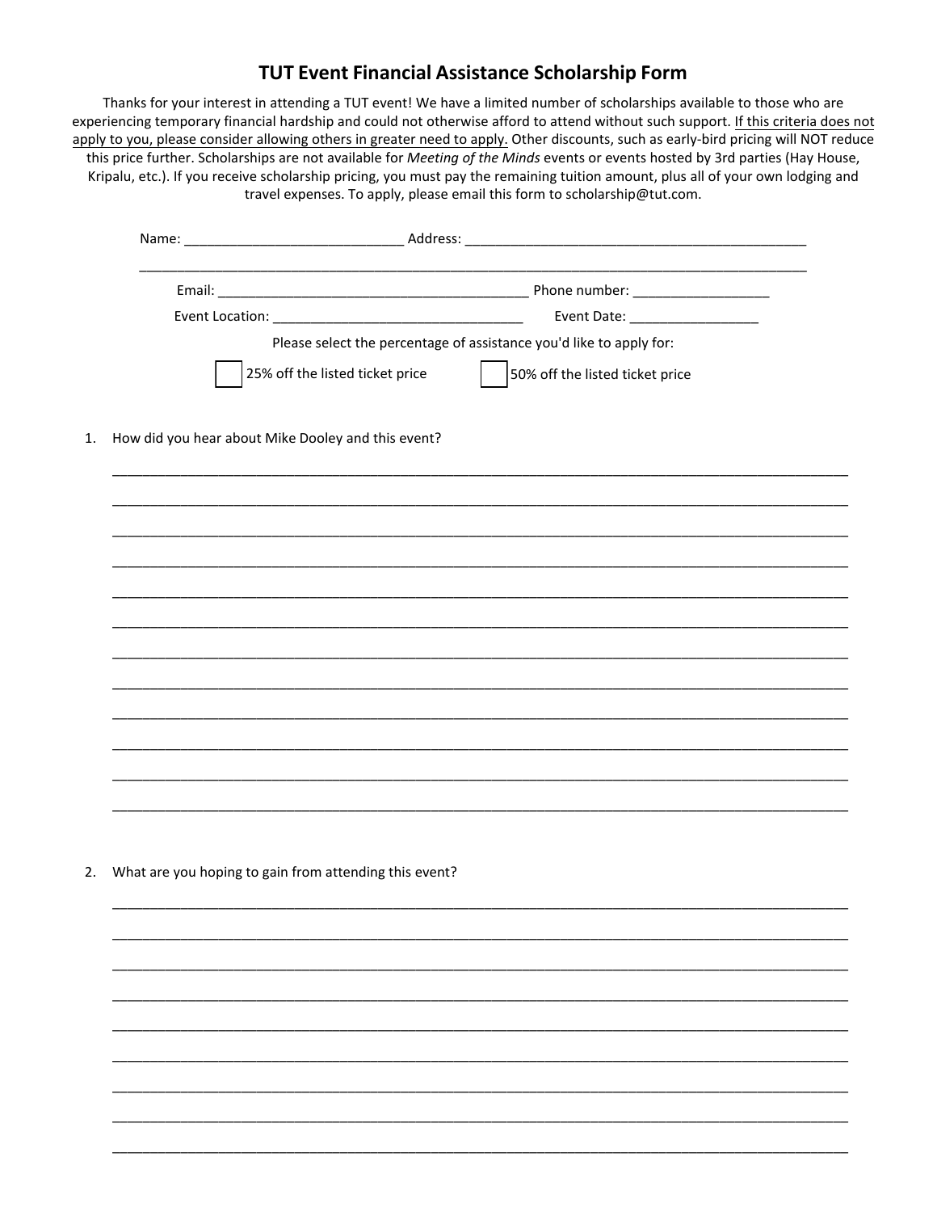# TUT Event Financial Assistance Scholarship Form

Thanks for your interest in attending a TUT event! We have a limited number of scholarships available to those who are experiencing temporary financial hardship and could not otherwise afford to attend without such support. <u>If this criteria does not apply to you, please consider allowing others in greater need to apply.</u> Other discounts, such as early-bird pricing will NOT reduce this price further. Scholarships are not available for *Meeting of the Minds* events or events hosted by 3rd parties (Hay House, Kripalu, etc.). If you receive scholarship pricing, you must pay the remaining tuition amount, plus all of your own lodging and travel expenses. To apply, please email this form to scholarship@tut.com.

Name: ____________________________ Address: ____________________________________________

______________________________________________________________________________________

Email: __________________________________________ Phone number: __________________

Event Location: __________________________________ Event Date: _________________

Please select the percentage of assistance you'd like to apply for:

☐ 25% off the listed ticket price ☐ 50% off the listed ticket price

1. How did you hear about Mike Dooley and this event?

______________________________________________________________________________________

______________________________________________________________________________________

______________________________________________________________________________________

______________________________________________________________________________________

______________________________________________________________________________________

______________________________________________________________________________________

______________________________________________________________________________________

______________________________________________________________________________________

______________________________________________________________________________________

______________________________________________________________________________________

______________________________________________________________________________________

______________________________________________________________________________________

2. What are you hoping to gain from attending this event?

______________________________________________________________________________________

______________________________________________________________________________________

______________________________________________________________________________________

______________________________________________________________________________________

______________________________________________________________________________________

______________________________________________________________________________________

______________________________________________________________________________________

______________________________________________________________________________________

______________________________________________________________________________________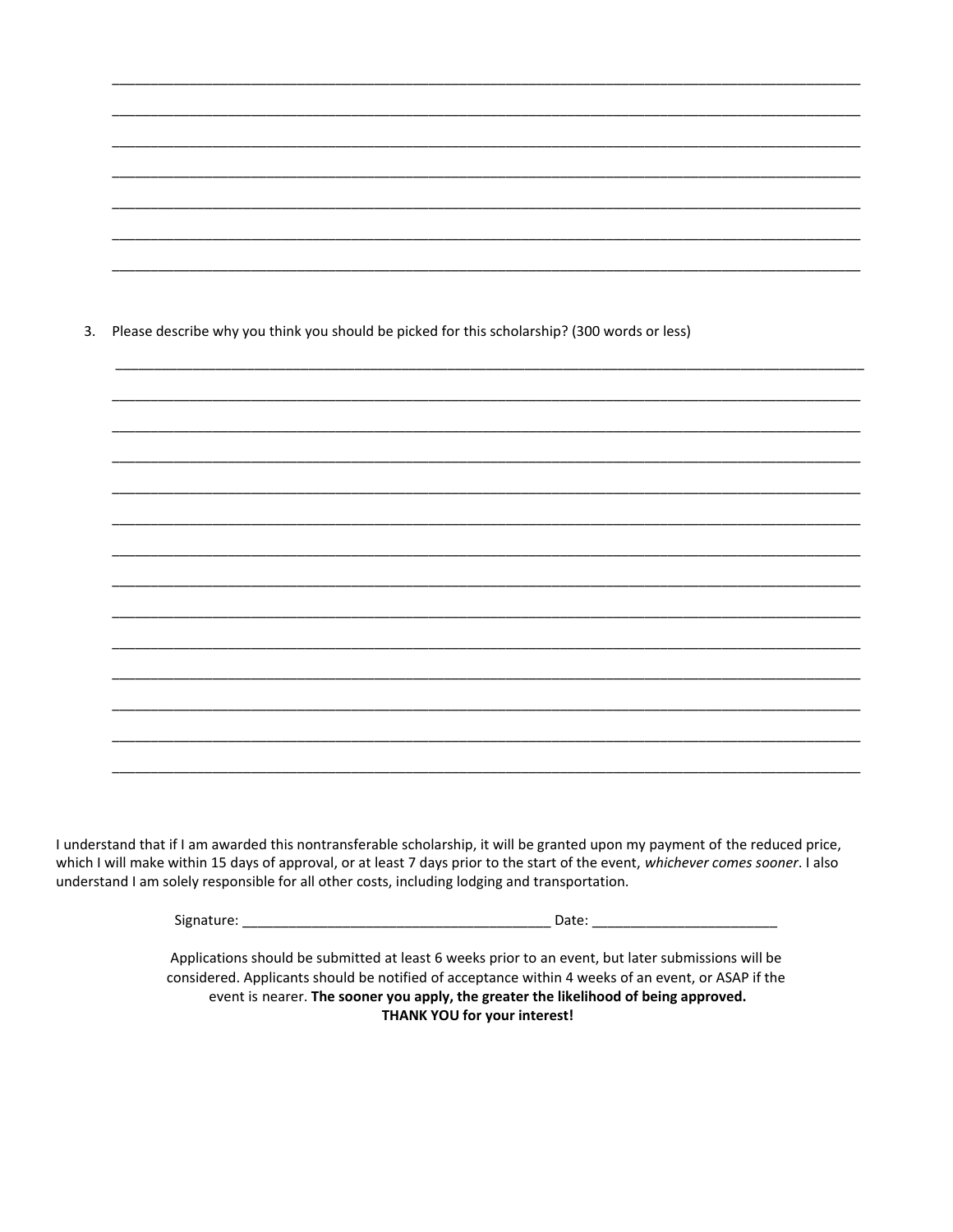_______________________________________________________________________________________________

_______________________________________________________________________________________________

_______________________________________________________________________________________________

_______________________________________________________________________________________________

_______________________________________________________________________________________________

_______________________________________________________________________________________________

_______________________________________________________________________________________________

3. Please describe why you think you should be picked for this scholarship? (300 words or less)

_______________________________________________________________________________________________

_______________________________________________________________________________________________

_______________________________________________________________________________________________

_______________________________________________________________________________________________

_______________________________________________________________________________________________

_______________________________________________________________________________________________

_______________________________________________________________________________________________

_______________________________________________________________________________________________

_______________________________________________________________________________________________

_______________________________________________________________________________________________

_______________________________________________________________________________________________

_______________________________________________________________________________________________

_______________________________________________________________________________________________

_______________________________________________________________________________________________

I understand that if I am awarded this nontransferable scholarship, it will be granted upon my payment of the reduced price, which I will make within 15 days of approval, or at least 7 days prior to the start of the event, *whichever comes sooner*. I also understand I am solely responsible for all other costs, including lodging and transportation.

Signature: ________________________________________ Date: ________________________

Applications should be submitted at least 6 weeks prior to an event, but later submissions will be considered. Applicants should be notified of acceptance within 4 weeks of an event, or ASAP if the event is nearer. **The sooner you apply, the greater the likelihood of being approved.**

**THANK YOU for your interest!**